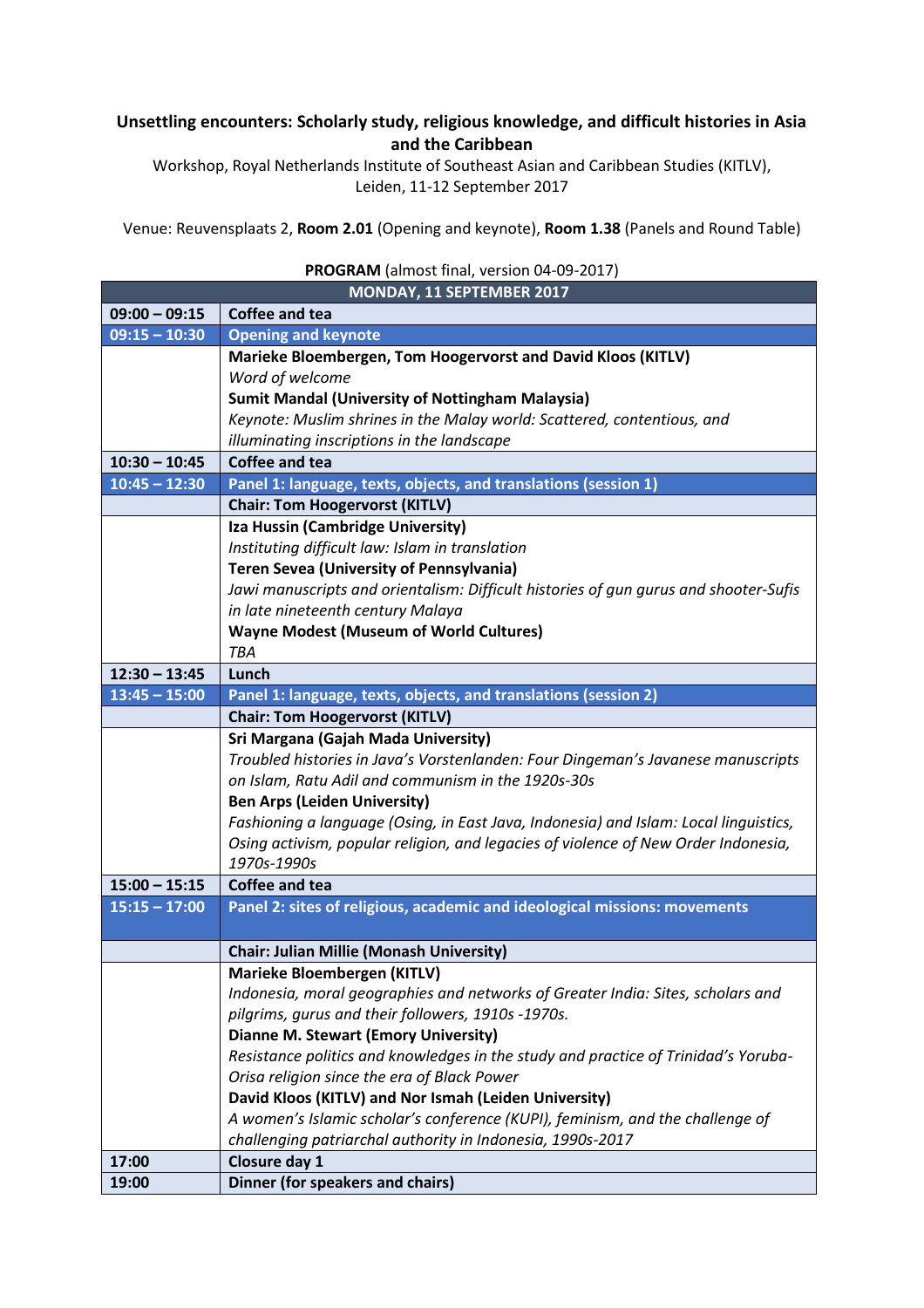# Unsettling encounters: Scholarly study, religious knowledge, and difficult histories in Asia and the Caribbean

Workshop, Royal Netherlands Institute of Southeast Asian and Caribbean Studies (KITLV), Leiden, 11-12 September 2017

Venue: Reuvensplaats 2, **Room 2.01** (Opening and keynote), **Room 1.38** (Panels and Round Table)

**PROGRAM** (almost final, version 04-09-2017)

| MONDAY, 11 SEPTEMBER 2017 | |
|---|---|
| **09:00 – 09:15** | **Coffee and tea** |
| **09:15 – 10:30** | **Opening and keynote** |
| | **Marieke Bloembergen, Tom Hoogervorst and David Kloos (KITLV)**<br>*Word of welcome*<br>**Sumit Mandal (University of Nottingham Malaysia)**<br>*Keynote: Muslim shrines in the Malay world: Scattered, contentious, and illuminating inscriptions in the landscape* |
| **10:30 – 10:45** | **Coffee and tea** |
| **10:45 – 12:30** | **Panel 1: language, texts, objects, and translations (session 1)** |
| | **Chair: Tom Hoogervorst (KITLV)** |
| | **Iza Hussin (Cambridge University)**<br>*Instituting difficult law: Islam in translation*<br>**Teren Sevea (University of Pennsylvania)**<br>*Jawi manuscripts and orientalism: Difficult histories of gun gurus and shooter-Sufis in late nineteenth century Malaya*<br>**Wayne Modest (Museum of World Cultures)**<br>*TBA* |
| **12:30 – 13:45** | **Lunch** |
| **13:45 – 15:00** | **Panel 1: language, texts, objects, and translations (session 2)** |
| | **Chair: Tom Hoogervorst (KITLV)** |
| | **Sri Margana (Gajah Mada University)**<br>*Troubled histories in Java's Vorstenlanden: Four Dingeman's Javanese manuscripts on Islam, Ratu Adil and communism in the 1920s-30s*<br>**Ben Arps (Leiden University)**<br>*Fashioning a language (Osing, in East Java, Indonesia) and Islam: Local linguistics, Osing activism, popular religion, and legacies of violence of New Order Indonesia, 1970s-1990s* |
| **15:00 – 15:15** | **Coffee and tea** |
| **15:15 – 17:00** | **Panel 2: sites of religious, academic and ideological missions: movements** |
| | **Chair: Julian Millie (Monash University)** |
| | **Marieke Bloembergen (KITLV)**<br>*Indonesia, moral geographies and networks of Greater India: Sites, scholars and pilgrims, gurus and their followers, 1910s -1970s.*<br>**Dianne M. Stewart (Emory University)**<br>*Resistance politics and knowledges in the study and practice of Trinidad's Yoruba-Orisa religion since the era of Black Power*<br>**David Kloos (KITLV) and Nor Ismah (Leiden University)**<br>*A women's Islamic scholar's conference (KUPI), feminism, and the challenge of challenging patriarchal authority in Indonesia, 1990s-2017* |
| **17:00** | **Closure day 1** |
| **19:00** | **Dinner (for speakers and chairs)** |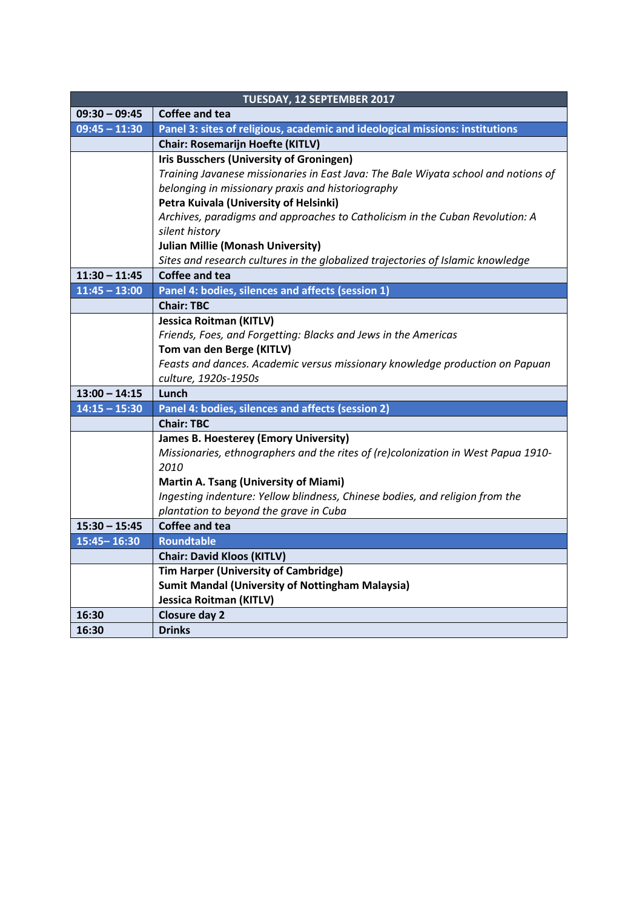| TUESDAY, 12 SEPTEMBER 2017 | |
|---|---|
| 09:30 – 09:45 | **Coffee and tea** |
| 09:45 – 11:30 | **Panel 3: sites of religious, academic and ideological missions: institutions** |
| | **Chair: Rosemarijn Hoefte (KITLV)** |
| | **Iris Busschers (University of Groningen)**<br>*Training Javanese missionaries in East Java: The Bale Wiyata school and notions of belonging in missionary praxis and historiography*<br>**Petra Kuivala (University of Helsinki)**<br>*Archives, paradigms and approaches to Catholicism in the Cuban Revolution: A silent history*<br>**Julian Millie (Monash University)**<br>*Sites and research cultures in the globalized trajectories of Islamic knowledge* |
| 11:30 – 11:45 | **Coffee and tea** |
| 11:45 – 13:00 | **Panel 4: bodies, silences and affects (session 1)** |
| | **Chair: TBC** |
| | **Jessica Roitman (KITLV)**<br>*Friends, Foes, and Forgetting: Blacks and Jews in the Americas*<br>**Tom van den Berge (KITLV)**<br>*Feasts and dances. Academic versus missionary knowledge production on Papuan culture, 1920s-1950s* |
| 13:00 – 14:15 | **Lunch** |
| 14:15 – 15:30 | **Panel 4: bodies, silences and affects (session 2)** |
| | **Chair: TBC** |
| | **James B. Hoesterey (Emory University)**<br>*Missionaries, ethnographers and the rites of (re)colonization in West Papua 1910-2010*<br>**Martin A. Tsang (University of Miami)**<br>*Ingesting indenture: Yellow blindness, Chinese bodies, and religion from the plantation to beyond the grave in Cuba* |
| 15:30 – 15:45 | **Coffee and tea** |
| 15:45– 16:30 | **Roundtable** |
| | **Chair: David Kloos (KITLV)** |
| | **Tim Harper (University of Cambridge)**<br>**Sumit Mandal (University of Nottingham Malaysia)**<br>**Jessica Roitman (KITLV)** |
| 16:30 | **Closure day 2** |
| 16:30 | **Drinks** |